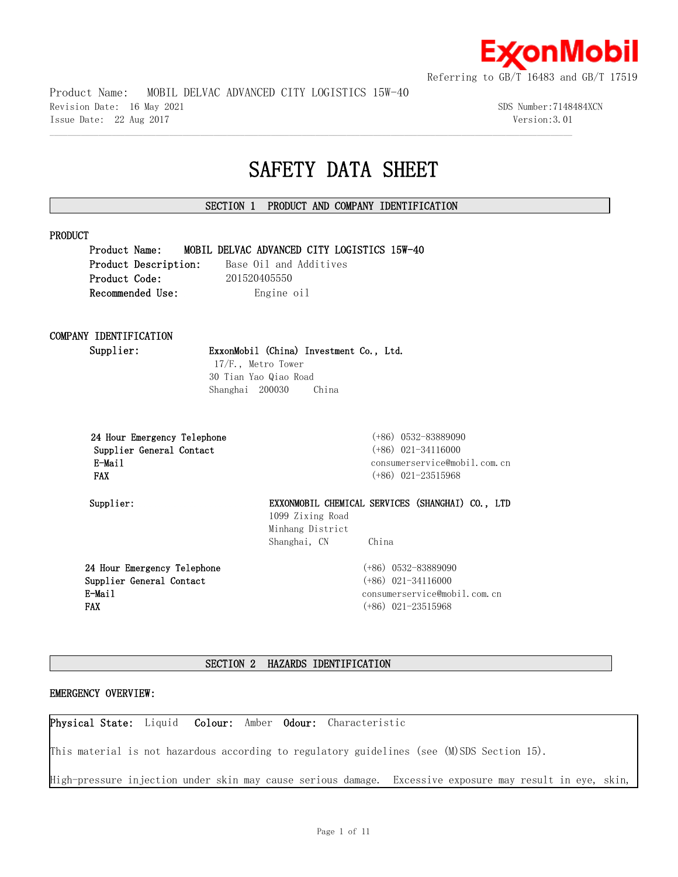Referring to GB/T 16483 and GB/T 17519

Product Name: MOBIL DELVAC ADVANCED CITY LOGISTICS 15W-40
Revision Date: 16 May 2021
Issue Date: 22 Aug 2017

SDS Number:7148484XCN
Version:3.01

# SAFETY DATA SHEET

## SECTION 1 PRODUCT AND COMPANY IDENTIFICATION

### PRODUCT

**Product Name:** **MOBIL DELVAC ADVANCED CITY LOGISTICS 15W-40**
**Product Description:** Base Oil and Additives
**Product Code:** 201520405550
**Recommended Use:** Engine oil

### COMPANY IDENTIFICATION

**Supplier:** **ExxonMobil (China) Investment Co., Ltd.**
17/F., Metro Tower
30 Tian Yao Qiao Road
Shanghai 200030 China

| | |
|---|---|
| **24 Hour Emergency Telephone** | (+86) 0532-83889090 |
| **Supplier General Contact** | (+86) 021-34116000 |
| **E-Mail** | consumerservice@mobil.com.cn |
| **FAX** | (+86) 021-23515968 |

**Supplier:** **EXXONMOBIL CHEMICAL SERVICES (SHANGHAI) CO., LTD**
1099 Zixing Road
Minhang District
Shanghai, CN China

| | |
|---|---|
| **24 Hour Emergency Telephone** | (+86) 0532-83889090 |
| **Supplier General Contact** | (+86) 021-34116000 |
| **E-Mail** | consumerservice@mobil.com.cn |
| **FAX** | (+86) 021-23515968 |

## SECTION 2 HAZARDS IDENTIFICATION

### EMERGENCY OVERVIEW:

**Physical State:** Liquid **Colour:** Amber **Odour:** Characteristic

This material is not hazardous according to regulatory guidelines (see (M)SDS Section 15).

High-pressure injection under skin may cause serious damage. Excessive exposure may result in eye, skin,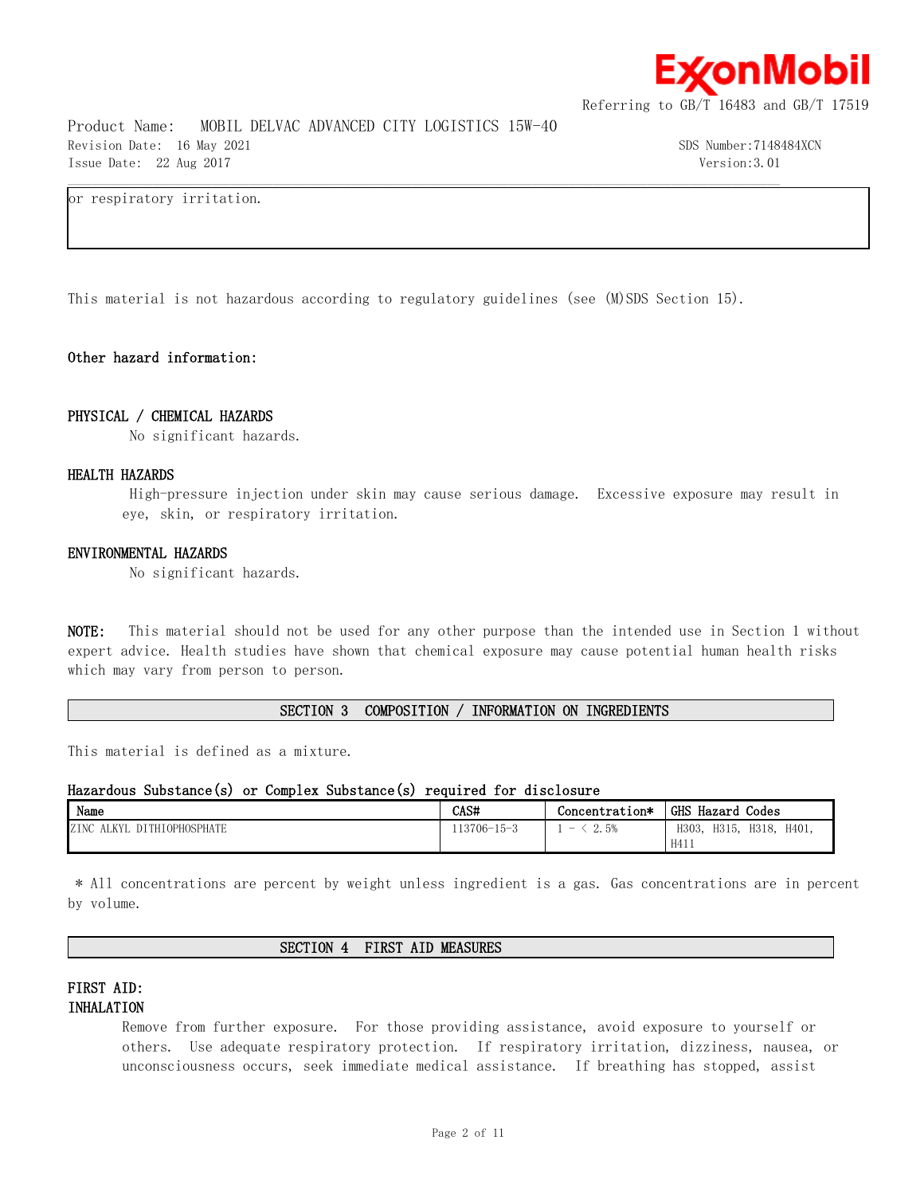or respiratory irritation.

This material is not hazardous according to regulatory guidelines (see (M)SDS Section 15).

**Other hazard information:**

**PHYSICAL / CHEMICAL HAZARDS**

No significant hazards.

**HEALTH HAZARDS**

High-pressure injection under skin may cause serious damage. Excessive exposure may result in eye, skin, or respiratory irritation.

**ENVIRONMENTAL HAZARDS**

No significant hazards.

**NOTE:** This material should not be used for any other purpose than the intended use in Section 1 without expert advice. Health studies have shown that chemical exposure may cause potential human health risks which may vary from person to person.

## SECTION 3 COMPOSITION / INFORMATION ON INGREDIENTS

This material is defined as a mixture.

**Hazardous Substance(s) or Complex Substance(s) required for disclosure**

| Name | CAS# | Concentration* | GHS Hazard Codes |
|---|---|---|---|
| ZINC ALKYL DITHIOPHOSPHATE | 113706-15-3 | 1 - < 2.5% | H303, H315, H318, H401, H411 |

\* All concentrations are percent by weight unless ingredient is a gas. Gas concentrations are in percent by volume.

## SECTION 4 FIRST AID MEASURES

**FIRST AID:**

**INHALATION**

Remove from further exposure. For those providing assistance, avoid exposure to yourself or others. Use adequate respiratory protection. If respiratory irritation, dizziness, nausea, or unconsciousness occurs, seek immediate medical assistance. If breathing has stopped, assist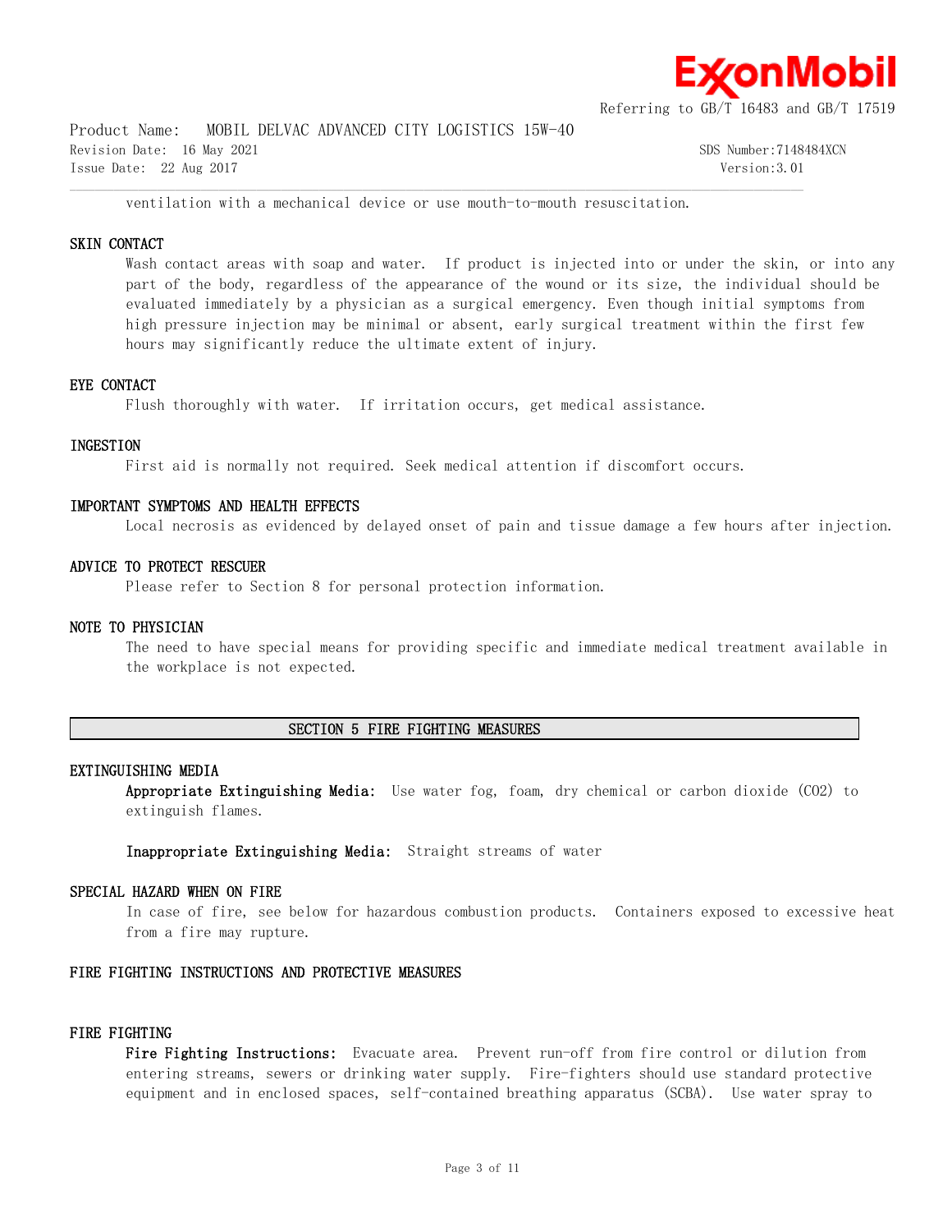ventilation with a mechanical device or use mouth-to-mouth resuscitation.

### SKIN CONTACT

Wash contact areas with soap and water. If product is injected into or under the skin, or into any part of the body, regardless of the appearance of the wound or its size, the individual should be evaluated immediately by a physician as a surgical emergency. Even though initial symptoms from high pressure injection may be minimal or absent, early surgical treatment within the first few hours may significantly reduce the ultimate extent of injury.

### EYE CONTACT

Flush thoroughly with water. If irritation occurs, get medical assistance.

### INGESTION

First aid is normally not required. Seek medical attention if discomfort occurs.

### IMPORTANT SYMPTOMS AND HEALTH EFFECTS

Local necrosis as evidenced by delayed onset of pain and tissue damage a few hours after injection.

### ADVICE TO PROTECT RESCUER

Please refer to Section 8 for personal protection information.

### NOTE TO PHYSICIAN

The need to have special means for providing specific and immediate medical treatment available in the workplace is not expected.

## SECTION 5 FIRE FIGHTING MEASURES

### EXTINGUISHING MEDIA

**Appropriate Extinguishing Media:** Use water fog, foam, dry chemical or carbon dioxide ($CO_2$) to extinguish flames.

**Inappropriate Extinguishing Media:** Straight streams of water

### SPECIAL HAZARD WHEN ON FIRE

In case of fire, see below for hazardous combustion products. Containers exposed to excessive heat from a fire may rupture.

### FIRE FIGHTING INSTRUCTIONS AND PROTECTIVE MEASURES

### FIRE FIGHTING

**Fire Fighting Instructions:** Evacuate area. Prevent run-off from fire control or dilution from entering streams, sewers or drinking water supply. Fire-fighters should use standard protective equipment and in enclosed spaces, self-contained breathing apparatus (SCBA). Use water spray to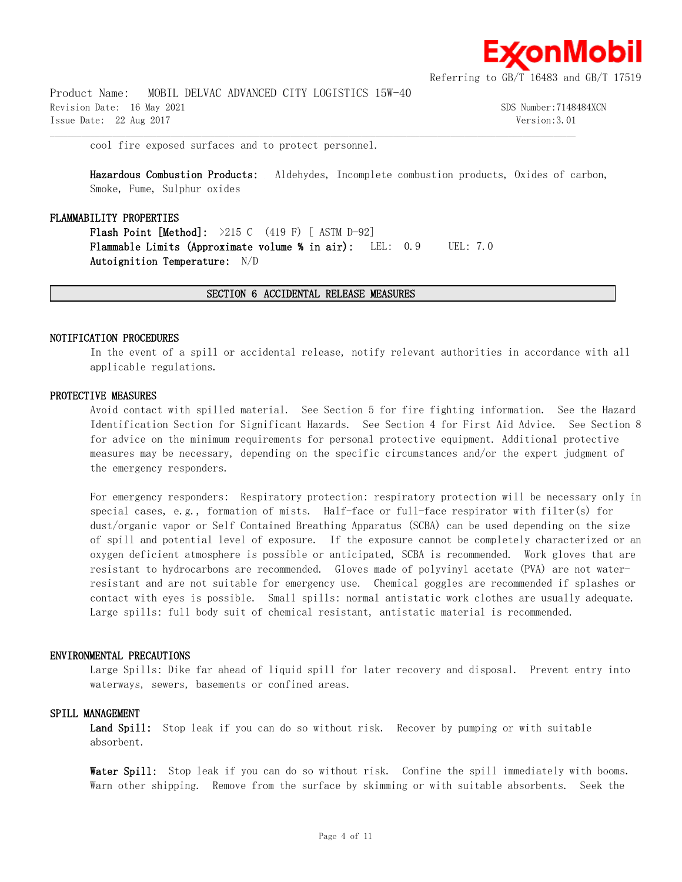cool fire exposed surfaces and to protect personnel.

**Hazardous Combustion Products:** Aldehydes, Incomplete combustion products, Oxides of carbon, Smoke, Fume, Sulphur oxides

### FLAMMABILITY PROPERTIES

**Flash Point [Method]:** >215 C (419 F) [ ASTM D-92]
**Flammable Limits (Approximate volume % in air):** LEL: 0.9 UEL: 7.0
**Autoignition Temperature:** N/D

## SECTION 6 ACCIDENTAL RELEASE MEASURES

### NOTIFICATION PROCEDURES

In the event of a spill or accidental release, notify relevant authorities in accordance with all applicable regulations.

### PROTECTIVE MEASURES

Avoid contact with spilled material. See Section 5 for fire fighting information. See the Hazard Identification Section for Significant Hazards. See Section 4 for First Aid Advice. See Section 8 for advice on the minimum requirements for personal protective equipment. Additional protective measures may be necessary, depending on the specific circumstances and/or the expert judgment of the emergency responders.

For emergency responders: Respiratory protection: respiratory protection will be necessary only in special cases, e.g., formation of mists. Half-face or full-face respirator with filter(s) for dust/organic vapor or Self Contained Breathing Apparatus (SCBA) can be used depending on the size of spill and potential level of exposure. If the exposure cannot be completely characterized or an oxygen deficient atmosphere is possible or anticipated, SCBA is recommended. Work gloves that are resistant to hydrocarbons are recommended. Gloves made of polyvinyl acetate (PVA) are not water-resistant and are not suitable for emergency use. Chemical goggles are recommended if splashes or contact with eyes is possible. Small spills: normal antistatic work clothes are usually adequate. Large spills: full body suit of chemical resistant, antistatic material is recommended.

### ENVIRONMENTAL PRECAUTIONS

Large Spills: Dike far ahead of liquid spill for later recovery and disposal. Prevent entry into waterways, sewers, basements or confined areas.

### SPILL MANAGEMENT

**Land Spill:** Stop leak if you can do so without risk. Recover by pumping or with suitable absorbent.

**Water Spill:** Stop leak if you can do so without risk. Confine the spill immediately with booms. Warn other shipping. Remove from the surface by skimming or with suitable absorbents. Seek the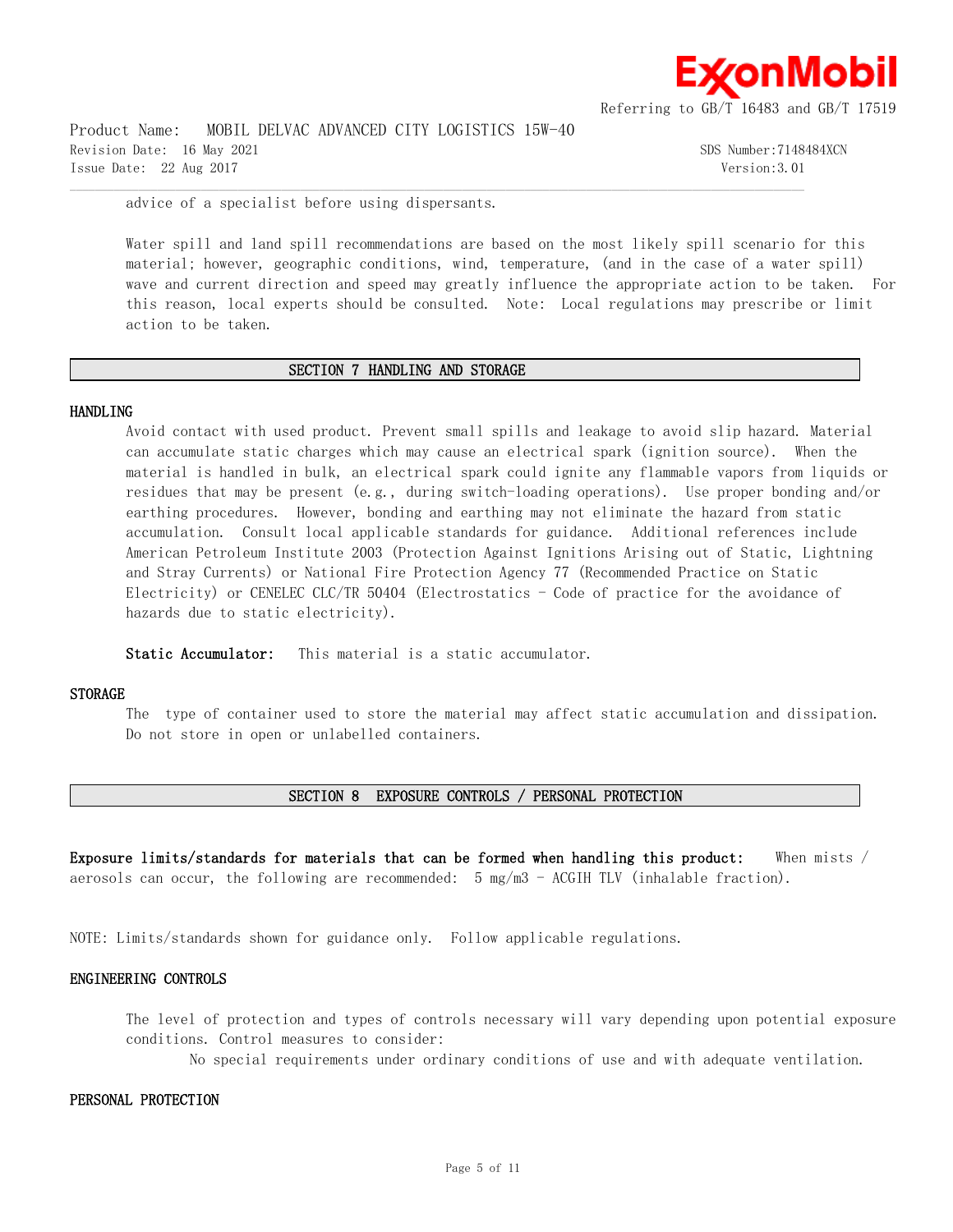advice of a specialist before using dispersants.

Water spill and land spill recommendations are based on the most likely spill scenario for this material; however, geographic conditions, wind, temperature, (and in the case of a water spill) wave and current direction and speed may greatly influence the appropriate action to be taken. For this reason, local experts should be consulted. Note: Local regulations may prescribe or limit action to be taken.

## SECTION 7 HANDLING AND STORAGE

### HANDLING

Avoid contact with used product. Prevent small spills and leakage to avoid slip hazard. Material can accumulate static charges which may cause an electrical spark (ignition source). When the material is handled in bulk, an electrical spark could ignite any flammable vapors from liquids or residues that may be present (e.g., during switch-loading operations). Use proper bonding and/or earthing procedures. However, bonding and earthing may not eliminate the hazard from static accumulation. Consult local applicable standards for guidance. Additional references include American Petroleum Institute 2003 (Protection Against Ignitions Arising out of Static, Lightning and Stray Currents) or National Fire Protection Agency 77 (Recommended Practice on Static Electricity) or CENELEC CLC/TR 50404 (Electrostatics - Code of practice for the avoidance of hazards due to static electricity).

**Static Accumulator:** This material is a static accumulator.

### STORAGE

The type of container used to store the material may affect static accumulation and dissipation. Do not store in open or unlabelled containers.

## SECTION 8 EXPOSURE CONTROLS / PERSONAL PROTECTION

**Exposure limits/standards for materials that can be formed when handling this product:** When mists / aerosols can occur, the following are recommended: 5 mg/m3 - ACGIH TLV (inhalable fraction).

NOTE: Limits/standards shown for guidance only. Follow applicable regulations.

### ENGINEERING CONTROLS

The level of protection and types of controls necessary will vary depending upon potential exposure conditions. Control measures to consider:

No special requirements under ordinary conditions of use and with adequate ventilation.

### PERSONAL PROTECTION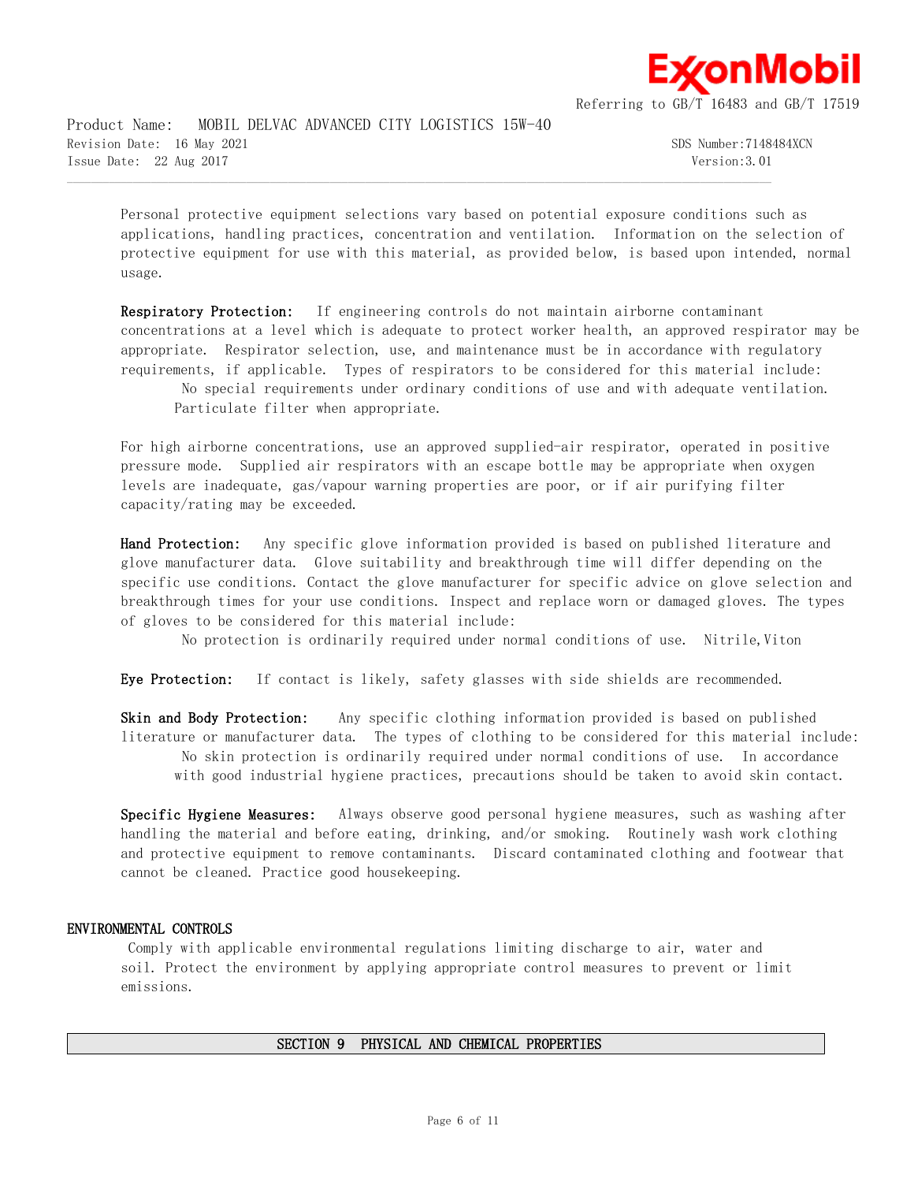Personal protective equipment selections vary based on potential exposure conditions such as applications, handling practices, concentration and ventilation. Information on the selection of protective equipment for use with this material, as provided below, is based upon intended, normal usage.

**Respiratory Protection:** If engineering controls do not maintain airborne contaminant concentrations at a level which is adequate to protect worker health, an approved respirator may be appropriate. Respirator selection, use, and maintenance must be in accordance with regulatory requirements, if applicable. Types of respirators to be considered for this material include:

No special requirements under ordinary conditions of use and with adequate ventilation.
Particulate filter when appropriate.

For high airborne concentrations, use an approved supplied-air respirator, operated in positive pressure mode. Supplied air respirators with an escape bottle may be appropriate when oxygen levels are inadequate, gas/vapour warning properties are poor, or if air purifying filter capacity/rating may be exceeded.

**Hand Protection:** Any specific glove information provided is based on published literature and glove manufacturer data. Glove suitability and breakthrough time will differ depending on the specific use conditions. Contact the glove manufacturer for specific advice on glove selection and breakthrough times for your use conditions. Inspect and replace worn or damaged gloves. The types of gloves to be considered for this material include:

No protection is ordinarily required under normal conditions of use. Nitrile,Viton

**Eye Protection:** If contact is likely, safety glasses with side shields are recommended.

**Skin and Body Protection:** Any specific clothing information provided is based on published literature or manufacturer data. The types of clothing to be considered for this material include:

No skin protection is ordinarily required under normal conditions of use. In accordance with good industrial hygiene practices, precautions should be taken to avoid skin contact.

**Specific Hygiene Measures:** Always observe good personal hygiene measures, such as washing after handling the material and before eating, drinking, and/or smoking. Routinely wash work clothing and protective equipment to remove contaminants. Discard contaminated clothing and footwear that cannot be cleaned. Practice good housekeeping.

### ENVIRONMENTAL CONTROLS

Comply with applicable environmental regulations limiting discharge to air, water and soil. Protect the environment by applying appropriate control measures to prevent or limit emissions.

## SECTION 9 PHYSICAL AND CHEMICAL PROPERTIES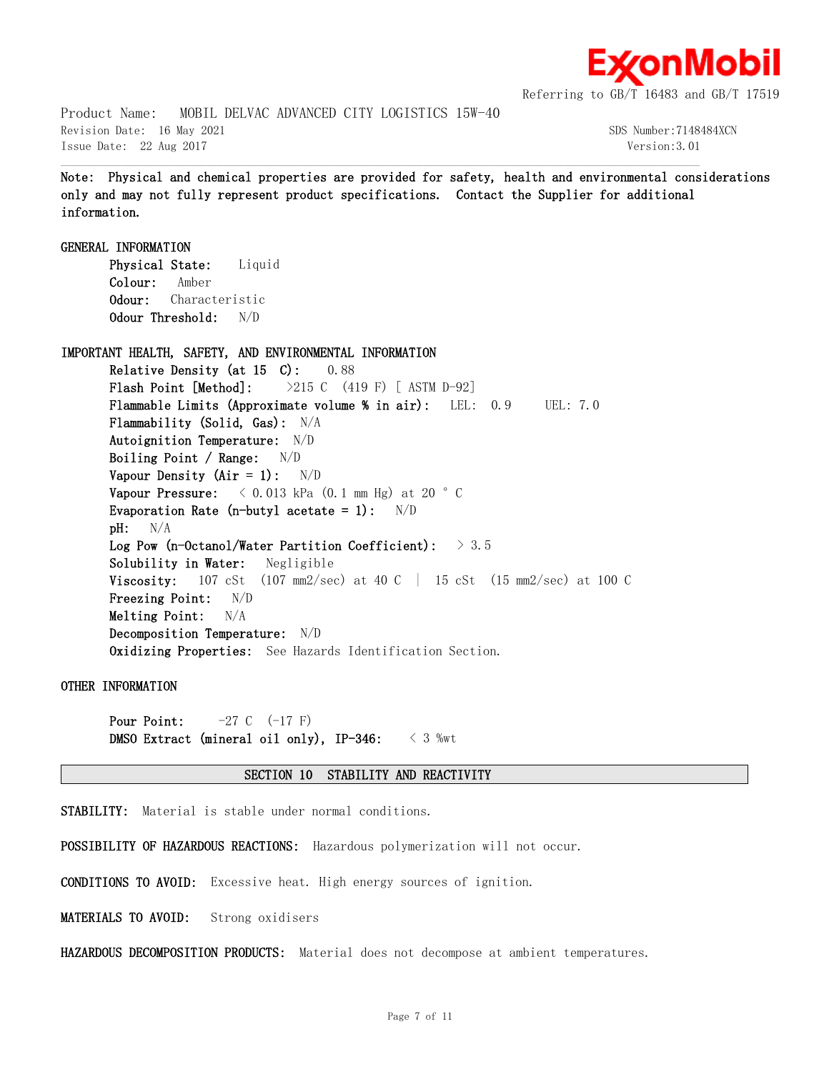**Note: Physical and chemical properties are provided for safety, health and environmental considerations only and may not fully represent product specifications. Contact the Supplier for additional information.**

## GENERAL INFORMATION

**Physical State:** Liquid
**Colour:** Amber
**Odour:** Characteristic
**Odour Threshold:** N/D

## IMPORTANT HEALTH, SAFETY, AND ENVIRONMENTAL INFORMATION

**Relative Density (at 15 C):** 0.88
**Flash Point [Method]:** >215 C (419 F) [ ASTM D-92]
**Flammable Limits (Approximate volume % in air):** LEL: 0.9 UEL: 7.0
**Flammability (Solid, Gas):** N/A
**Autoignition Temperature:** N/D
**Boiling Point / Range:** N/D
**Vapour Density (Air = 1):** N/D
**Vapour Pressure:** < 0.013 kPa (0.1 mm Hg) at 20 ° C
**Evaporation Rate (n-butyl acetate = 1):** N/D
**pH:** N/A
**Log Pow (n-Octanol/Water Partition Coefficient):** > 3.5
**Solubility in Water:** Negligible
**Viscosity:** 107 cSt (107 mm2/sec) at 40 C | 15 cSt (15 mm2/sec) at 100 C
**Freezing Point:** N/D
**Melting Point:** N/A
**Decomposition Temperature:** N/D
**Oxidizing Properties:** See Hazards Identification Section.

## OTHER INFORMATION

**Pour Point:** -27 C (-17 F)
**DMSO Extract (mineral oil only), IP-346:** < 3 %wt

## SECTION 10 STABILITY AND REACTIVITY

**STABILITY:** Material is stable under normal conditions.

**POSSIBILITY OF HAZARDOUS REACTIONS:** Hazardous polymerization will not occur.

**CONDITIONS TO AVOID:** Excessive heat. High energy sources of ignition.

**MATERIALS TO AVOID:** Strong oxidisers

**HAZARDOUS DECOMPOSITION PRODUCTS:** Material does not decompose at ambient temperatures.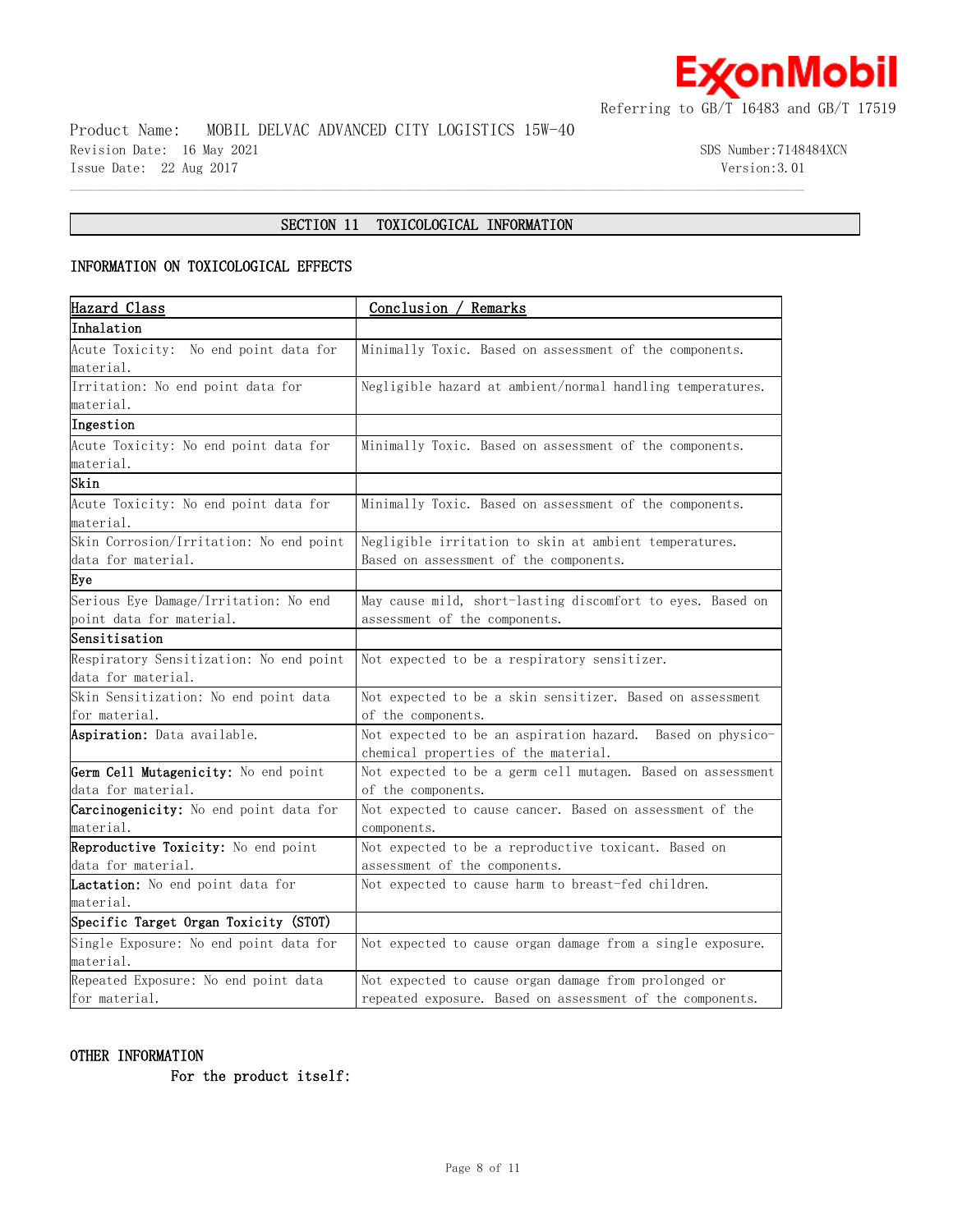## SECTION 11 TOXICOLOGICAL INFORMATION

### INFORMATION ON TOXICOLOGICAL EFFECTS

| Hazard Class | Conclusion / Remarks |
|---|---|
| **Inhalation** | |
| Acute Toxicity: No end point data for material. | Minimally Toxic. Based on assessment of the components. |
| Irritation: No end point data for material. | Negligible hazard at ambient/normal handling temperatures. |
| **Ingestion** | |
| Acute Toxicity: No end point data for material. | Minimally Toxic. Based on assessment of the components. |
| **Skin** | |
| Acute Toxicity: No end point data for material. | Minimally Toxic. Based on assessment of the components. |
| Skin Corrosion/Irritation: No end point data for material. | Negligible irritation to skin at ambient temperatures. Based on assessment of the components. |
| **Eye** | |
| Serious Eye Damage/Irritation: No end point data for material. | May cause mild, short-lasting discomfort to eyes. Based on assessment of the components. |
| **Sensitisation** | |
| Respiratory Sensitization: No end point data for material. | Not expected to be a respiratory sensitizer. |
| Skin Sensitization: No end point data for material. | Not expected to be a skin sensitizer. Based on assessment of the components. |
| **Aspiration:** Data available. | Not expected to be an aspiration hazard. Based on physico-chemical properties of the material. |
| **Germ Cell Mutagenicity:** No end point data for material. | Not expected to be a germ cell mutagen. Based on assessment of the components. |
| **Carcinogenicity:** No end point data for material. | Not expected to cause cancer. Based on assessment of the components. |
| **Reproductive Toxicity:** No end point data for material. | Not expected to be a reproductive toxicant. Based on assessment of the components. |
| **Lactation:** No end point data for material. | Not expected to cause harm to breast-fed children. |
| **Specific Target Organ Toxicity (STOT)** | |
| Single Exposure: No end point data for material. | Not expected to cause organ damage from a single exposure. |
| Repeated Exposure: No end point data for material. | Not expected to cause organ damage from prolonged or repeated exposure. Based on assessment of the components. |

### OTHER INFORMATION

**For the product itself:**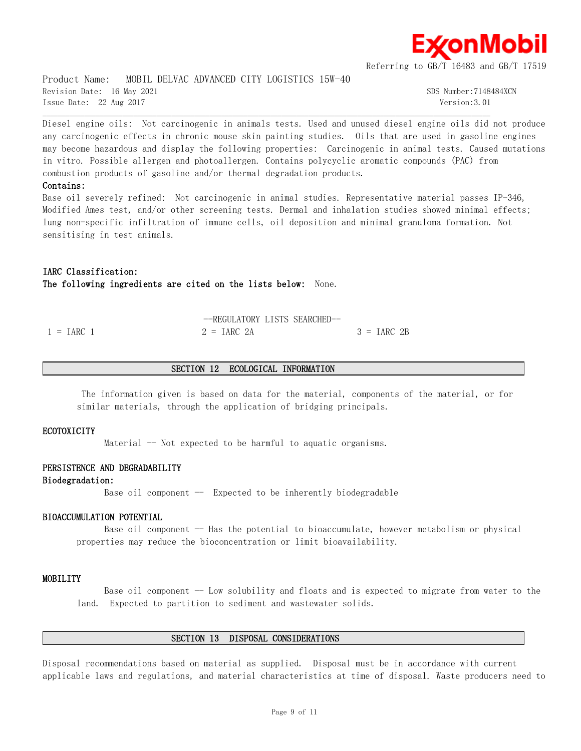Diesel engine oils: Not carcinogenic in animals tests. Used and unused diesel engine oils did not produce any carcinogenic effects in chronic mouse skin painting studies. Oils that are used in gasoline engines may become hazardous and display the following properties: Carcinogenic in animal tests. Caused mutations in vitro. Possible allergen and photoallergen. Contains polycyclic aromatic compounds (PAC) from combustion products of gasoline and/or thermal degradation products.

**Contains:**

Base oil severely refined: Not carcinogenic in animal studies. Representative material passes IP-346, Modified Ames test, and/or other screening tests. Dermal and inhalation studies showed minimal effects; lung non-specific infiltration of immune cells, oil deposition and minimal granuloma formation. Not sensitising in test animals.

**IARC Classification:**

**The following ingredients are cited on the lists below:** None.

--REGULATORY LISTS SEARCHED--

| 1 = IARC 1 | 2 = IARC 2A | 3 = IARC 2B |
|---|---|---|

## SECTION 12 ECOLOGICAL INFORMATION

The information given is based on data for the material, components of the material, or for similar materials, through the application of bridging principals.

### ECOTOXICITY

Material -- Not expected to be harmful to aquatic organisms.

### PERSISTENCE AND DEGRADABILITY

**Biodegradation:**

Base oil component -- Expected to be inherently biodegradable

### BIOACCUMULATION POTENTIAL

Base oil component -- Has the potential to bioaccumulate, however metabolism or physical properties may reduce the bioconcentration or limit bioavailability.

### MOBILITY

Base oil component -- Low solubility and floats and is expected to migrate from water to the land. Expected to partition to sediment and wastewater solids.

## SECTION 13 DISPOSAL CONSIDERATIONS

Disposal recommendations based on material as supplied. Disposal must be in accordance with current applicable laws and regulations, and material characteristics at time of disposal. Waste producers need to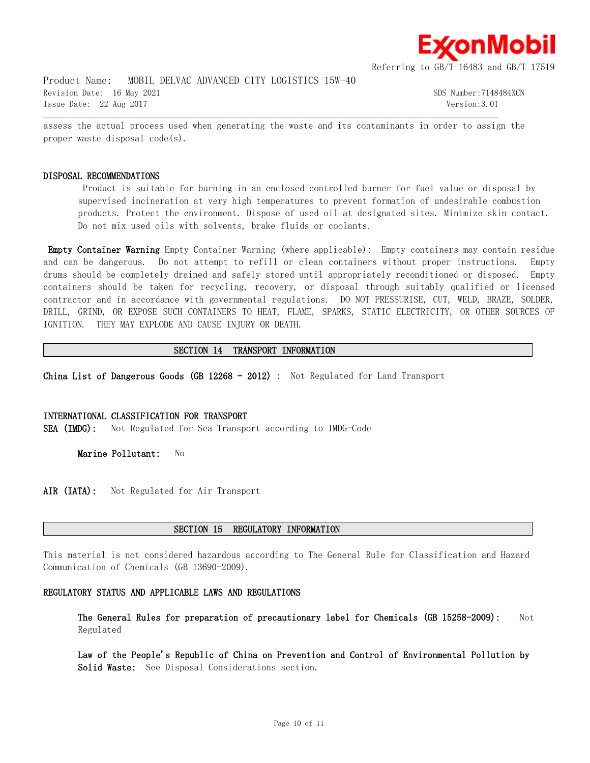assess the actual process used when generating the waste and its contaminants in order to assign the proper waste disposal code(s).

### DISPOSAL RECOMMENDATIONS

Product is suitable for burning in an enclosed controlled burner for fuel value or disposal by supervised incineration at very high temperatures to prevent formation of undesirable combustion products. Protect the environment. Dispose of used oil at designated sites. Minimize skin contact. Do not mix used oils with solvents, brake fluids or coolants.

**Empty Container Warning** Empty Container Warning (where applicable): Empty containers may contain residue and can be dangerous. Do not attempt to refill or clean containers without proper instructions. Empty drums should be completely drained and safely stored until appropriately reconditioned or disposed. Empty containers should be taken for recycling, recovery, or disposal through suitably qualified or licensed contractor and in accordance with governmental regulations. DO NOT PRESSURISE, CUT, WELD, BRAZE, SOLDER, DRILL, GRIND, OR EXPOSE SUCH CONTAINERS TO HEAT, FLAME, SPARKS, STATIC ELECTRICITY, OR OTHER SOURCES OF IGNITION. THEY MAY EXPLODE AND CAUSE INJURY OR DEATH.

## SECTION 14 TRANSPORT INFORMATION

**China List of Dangerous Goods (GB 12268 - 2012)** : Not Regulated for Land Transport

### INTERNATIONAL CLASSIFICATION FOR TRANSPORT

**SEA (IMDG):** Not Regulated for Sea Transport according to IMDG-Code

**Marine Pollutant:** No

**AIR (IATA):** Not Regulated for Air Transport

## SECTION 15 REGULATORY INFORMATION

This material is not considered hazardous according to The General Rule for Classification and Hazard Communication of Chemicals (GB 13690-2009).

### REGULATORY STATUS AND APPLICABLE LAWS AND REGULATIONS

**The General Rules for preparation of precautionary label for Chemicals (GB 15258-2009):** Not Regulated

**Law of the People's Republic of China on Prevention and Control of Environmental Pollution by Solid Waste:** See Disposal Considerations section.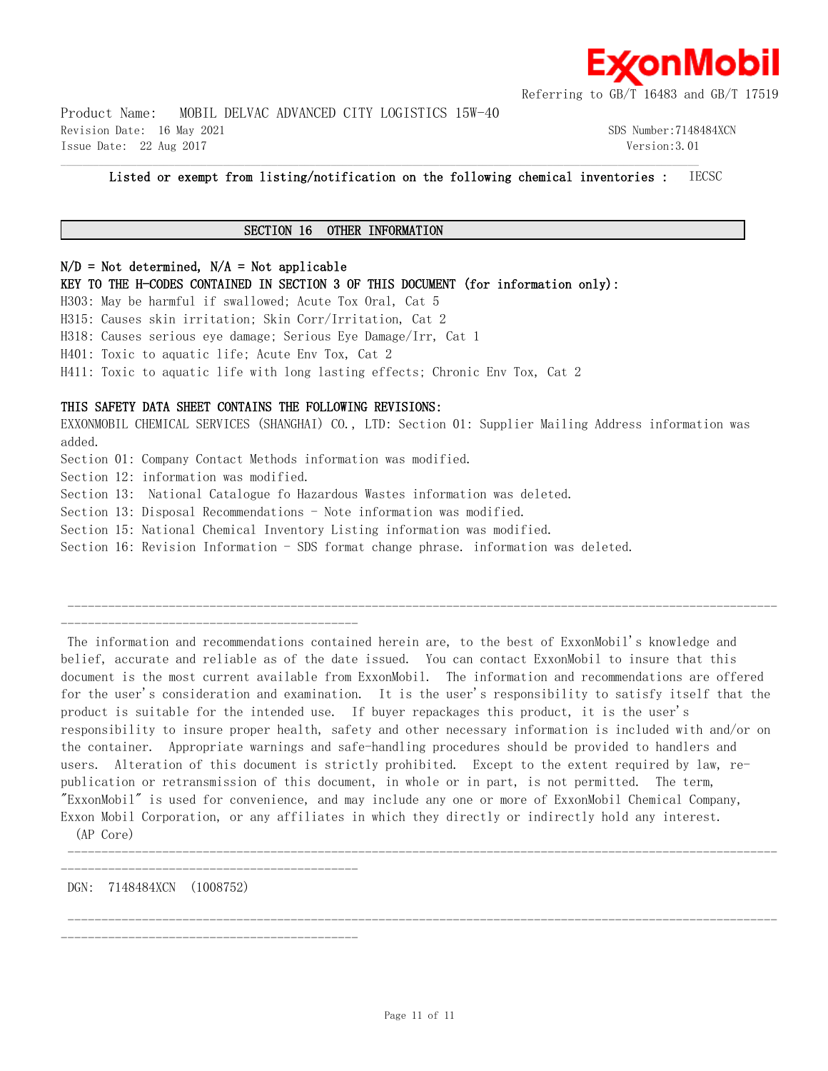Listed or exempt from listing/notification on the following chemical inventories : IECSC

## SECTION 16 OTHER INFORMATION

**N/D = Not determined, N/A = Not applicable**

**KEY TO THE H-CODES CONTAINED IN SECTION 3 OF THIS DOCUMENT (for information only):**

H303: May be harmful if swallowed; Acute Tox Oral, Cat 5
H315: Causes skin irritation; Skin Corr/Irritation, Cat 2
H318: Causes serious eye damage; Serious Eye Damage/Irr, Cat 1
H401: Toxic to aquatic life; Acute Env Tox, Cat 2
H411: Toxic to aquatic life with long lasting effects; Chronic Env Tox, Cat 2

**THIS SAFETY DATA SHEET CONTAINS THE FOLLOWING REVISIONS:**

EXXONMOBIL CHEMICAL SERVICES (SHANGHAI) CO., LTD: Section 01: Supplier Mailing Address information was added.
Section 01: Company Contact Methods information was modified.
Section 12: information was modified.
Section 13: National Catalogue fo Hazardous Wastes information was deleted.
Section 13: Disposal Recommendations - Note information was modified.
Section 15: National Chemical Inventory Listing information was modified.
Section 16: Revision Information - SDS format change phrase. information was deleted.

---

The information and recommendations contained herein are, to the best of ExxonMobil's knowledge and belief, accurate and reliable as of the date issued. You can contact ExxonMobil to insure that this document is the most current available from ExxonMobil. The information and recommendations are offered for the user's consideration and examination. It is the user's responsibility to satisfy itself that the product is suitable for the intended use. If buyer repackages this product, it is the user's responsibility to insure proper health, safety and other necessary information is included with and/or on the container. Appropriate warnings and safe-handling procedures should be provided to handlers and users. Alteration of this document is strictly prohibited. Except to the extent required by law, re-publication or retransmission of this document, in whole or in part, is not permitted. The term, "ExxonMobil" is used for convenience, and may include any one or more of ExxonMobil Chemical Company, Exxon Mobil Corporation, or any affiliates in which they directly or indirectly hold any interest.
(AP Core)

---

DGN: 7148484XCN (1008752)

---